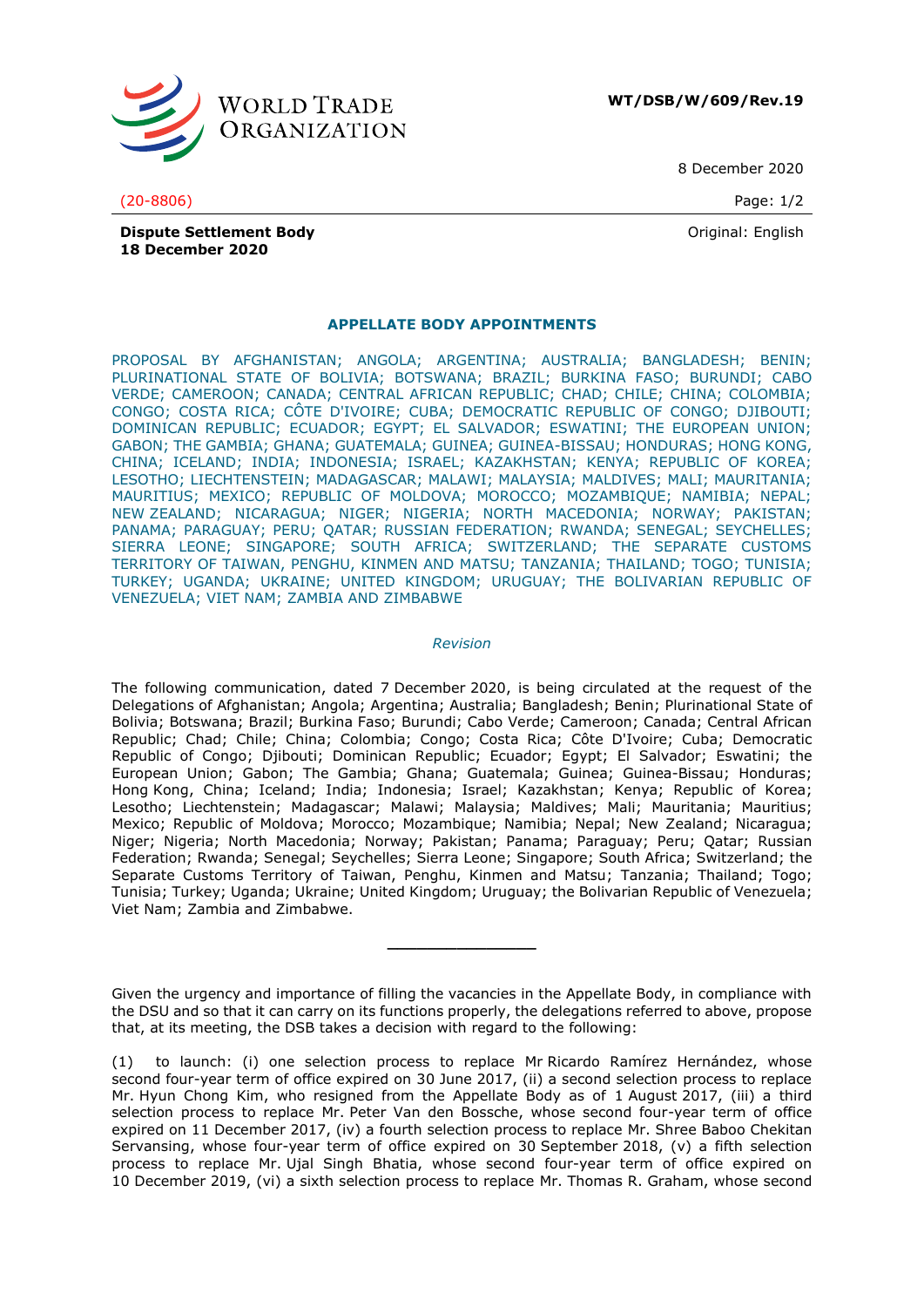**WORLD TRADE ORGANIZATION**

**WT/DSB/W/609/Rev.19**

8 December 2020

(20-8806)

Original: English

**Dispute Settlement Body**
**18 December 2020**

## APPELLATE BODY APPOINTMENTS

PROPOSAL BY AFGHANISTAN; ANGOLA; ARGENTINA; AUSTRALIA; BANGLADESH; BENIN; PLURINATIONAL STATE OF BOLIVIA; BOTSWANA; BRAZIL; BURKINA FASO; BURUNDI; CABO VERDE; CAMEROON; CANADA; CENTRAL AFRICAN REPUBLIC; CHAD; CHILE; CHINA; COLOMBIA; CONGO; COSTA RICA; CÔTE D'IVOIRE; CUBA; DEMOCRATIC REPUBLIC OF CONGO; DJIBOUTI; DOMINICAN REPUBLIC; ECUADOR; EGYPT; EL SALVADOR; ESWATINI; THE EUROPEAN UNION; GABON; THE GAMBIA; GHANA; GUATEMALA; GUINEA; GUINEA-BISSAU; HONDURAS; HONG KONG, CHINA; ICELAND; INDIA; INDONESIA; ISRAEL; KAZAKHSTAN; KENYA; REPUBLIC OF KOREA; LESOTHO; LIECHTENSTEIN; MADAGASCAR; MALAWI; MALAYSIA; MALDIVES; MALI; MAURITANIA; MAURITIUS; MEXICO; REPUBLIC OF MOLDOVA; MOROCCO; MOZAMBIQUE; NAMIBIA; NEPAL; NEW ZEALAND; NICARAGUA; NIGER; NIGERIA; NORTH MACEDONIA; NORWAY; PAKISTAN; PANAMA; PARAGUAY; PERU; QATAR; RUSSIAN FEDERATION; RWANDA; SENEGAL; SEYCHELLES; SIERRA LEONE; SINGAPORE; SOUTH AFRICA; SWITZERLAND; THE SEPARATE CUSTOMS TERRITORY OF TAIWAN, PENGHU, KINMEN AND MATSU; TANZANIA; THAILAND; TOGO; TUNISIA; TURKEY; UGANDA; UKRAINE; UNITED KINGDOM; URUGUAY; THE BOLIVARIAN REPUBLIC OF VENEZUELA; VIET NAM; ZAMBIA AND ZIMBABWE

*Revision*

The following communication, dated 7 December 2020, is being circulated at the request of the Delegations of Afghanistan; Angola; Argentina; Australia; Bangladesh; Benin; Plurinational State of Bolivia; Botswana; Brazil; Burkina Faso; Burundi; Cabo Verde; Cameroon; Canada; Central African Republic; Chad; Chile; China; Colombia; Congo; Costa Rica; Côte D'Ivoire; Cuba; Democratic Republic of Congo; Djibouti; Dominican Republic; Ecuador; Egypt; El Salvador; Eswatini; the European Union; Gabon; The Gambia; Ghana; Guatemala; Guinea; Guinea-Bissau; Honduras; Hong Kong, China; Iceland; India; Indonesia; Israel; Kazakhstan; Kenya; Republic of Korea; Lesotho; Liechtenstein; Madagascar; Malawi; Malaysia; Maldives; Mali; Mauritania; Mauritius; Mexico; Republic of Moldova; Morocco; Mozambique; Namibia; Nepal; New Zealand; Nicaragua; Niger; Nigeria; North Macedonia; Norway; Pakistan; Panama; Paraguay; Peru; Qatar; Russian Federation; Rwanda; Senegal; Seychelles; Sierra Leone; Singapore; South Africa; Switzerland; the Separate Customs Territory of Taiwan, Penghu, Kinmen and Matsu; Tanzania; Thailand; Togo; Tunisia; Turkey; Uganda; Ukraine; United Kingdom; Uruguay; the Bolivarian Republic of Venezuela; Viet Nam; Zambia and Zimbabwe.

_______________

Given the urgency and importance of filling the vacancies in the Appellate Body, in compliance with the DSU and so that it can carry on its functions properly, the delegations referred to above, propose that, at its meeting, the DSB takes a decision with regard to the following:

(1) to launch: (i) one selection process to replace Mr Ricardo Ramírez Hernández, whose second four-year term of office expired on 30 June 2017, (ii) a second selection process to replace Mr. Hyun Chong Kim, who resigned from the Appellate Body as of 1 August 2017, (iii) a third selection process to replace Mr. Peter Van den Bossche, whose second four-year term of office expired on 11 December 2017, (iv) a fourth selection process to replace Mr. Shree Baboo Chekitan Servansing, whose four-year term of office expired on 30 September 2018, (v) a fifth selection process to replace Mr. Ujal Singh Bhatia, whose second four-year term of office expired on 10 December 2019, (vi) a sixth selection process to replace Mr. Thomas R. Graham, whose second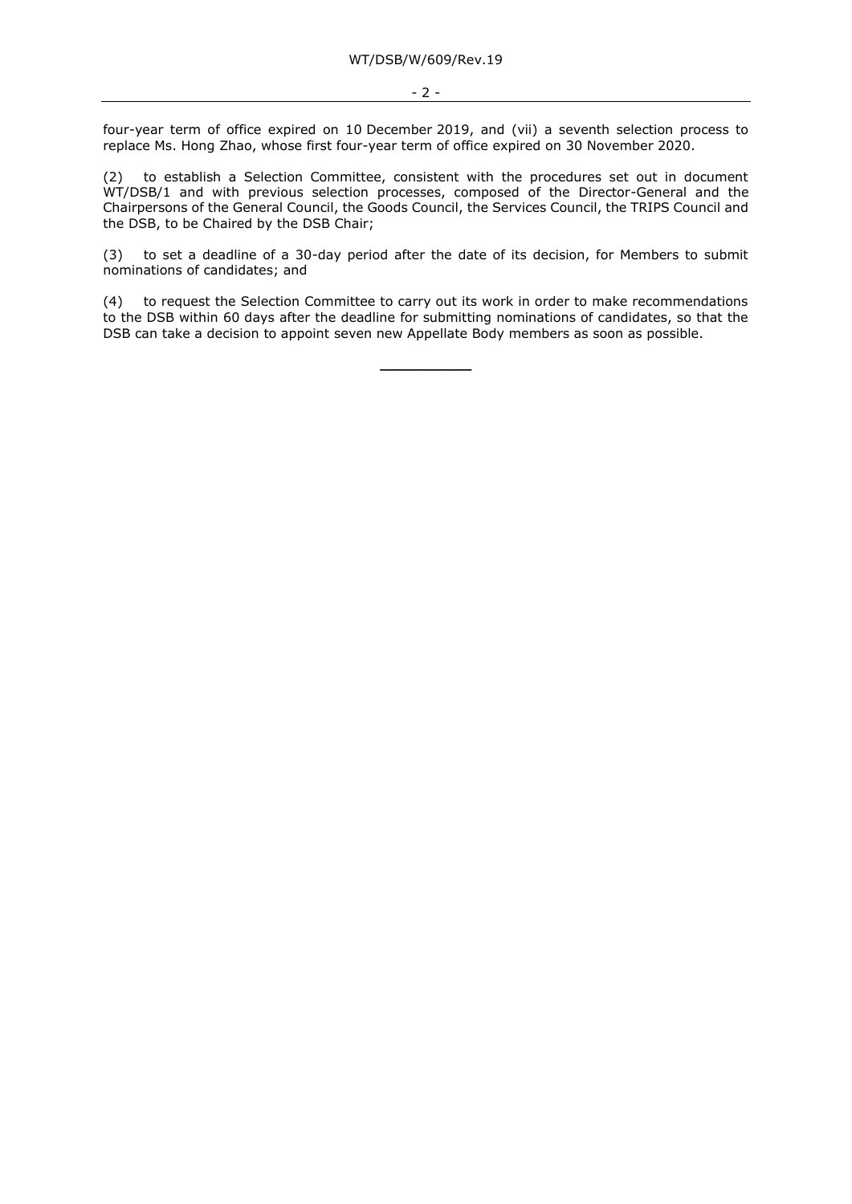four-year term of office expired on 10 December 2019, and (vii) a seventh selection process to replace Ms. Hong Zhao, whose first four-year term of office expired on 30 November 2020.

(2) to establish a Selection Committee, consistent with the procedures set out in document WT/DSB/1 and with previous selection processes, composed of the Director-General and the Chairpersons of the General Council, the Goods Council, the Services Council, the TRIPS Council and the DSB, to be Chaired by the DSB Chair;

(3) to set a deadline of a 30-day period after the date of its decision, for Members to submit nominations of candidates; and

(4) to request the Selection Committee to carry out its work in order to make recommendations to the DSB within 60 days after the deadline for submitting nominations of candidates, so that the DSB can take a decision to appoint seven new Appellate Body members as soon as possible.

__________